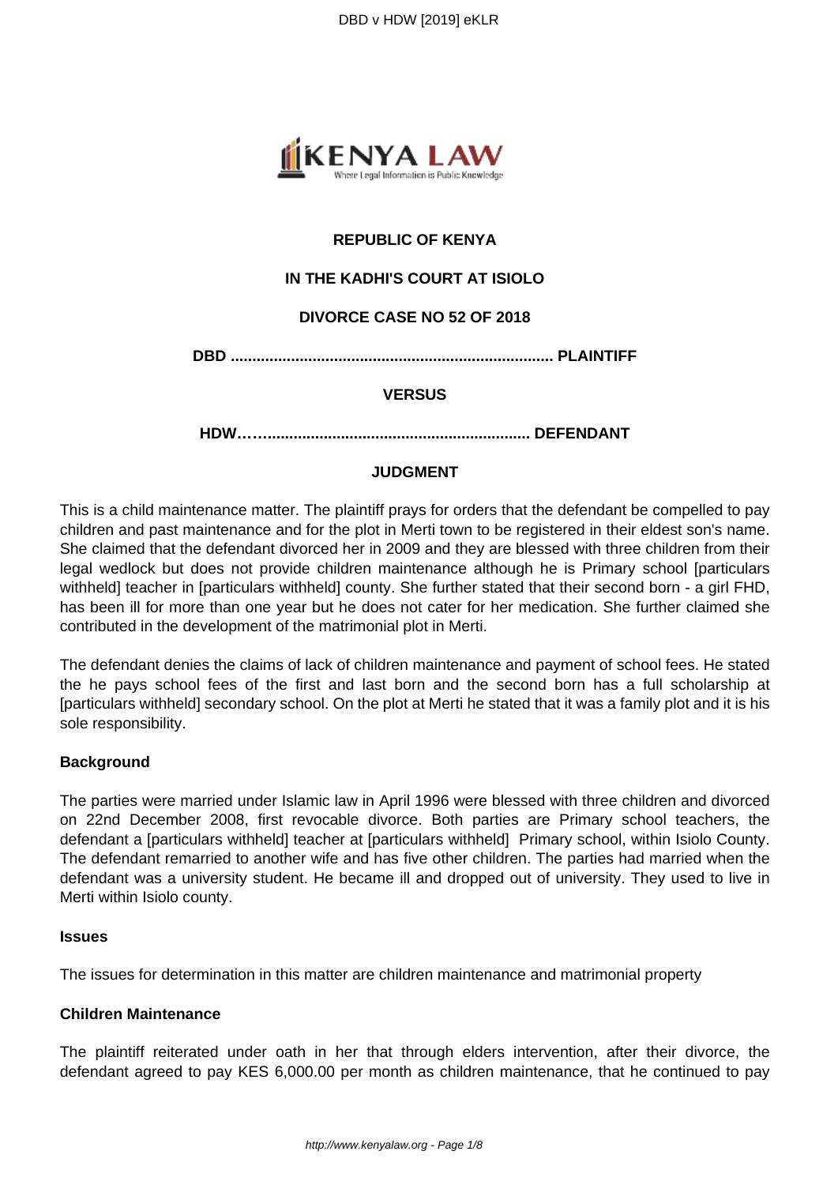**REPUBLIC OF KENYA**

**IN THE KADHI'S COURT AT ISIOLO**

**DIVORCE CASE NO 52 OF 2018**

**DBD ......................................................................... PLAINTIFF**

**VERSUS**

**HDW……........................................................... DEFENDANT**

**JUDGMENT**

This is a child maintenance matter. The plaintiff prays for orders that the defendant be compelled to pay children and past maintenance and for the plot in Merti town to be registered in their eldest son's name. She claimed that the defendant divorced her in 2009 and they are blessed with three children from their legal wedlock but does not provide children maintenance although he is Primary school [particulars withheld] teacher in [particulars withheld] county. She further stated that their second born - a girl FHD, has been ill for more than one year but he does not cater for her medication. She further claimed she contributed in the development of the matrimonial plot in Merti.

The defendant denies the claims of lack of children maintenance and payment of school fees. He stated the he pays school fees of the first and last born and the second born has a full scholarship at [particulars withheld] secondary school. On the plot at Merti he stated that it was a family plot and it is his sole responsibility.

**Background**

The parties were married under Islamic law in April 1996 were blessed with three children and divorced on 22nd December 2008, first revocable divorce. Both parties are Primary school teachers, the defendant a [particulars withheld] teacher at [particulars withheld] Primary school, within Isiolo County. The defendant remarried to another wife and has five other children. The parties had married when the defendant was a university student. He became ill and dropped out of university. They used to live in Merti within Isiolo county.

**Issues**

The issues for determination in this matter are children maintenance and matrimonial property

**Children Maintenance**

The plaintiff reiterated under oath in her that through elders intervention, after their divorce, the defendant agreed to pay KES 6,000.00 per month as children maintenance, that he continued to pay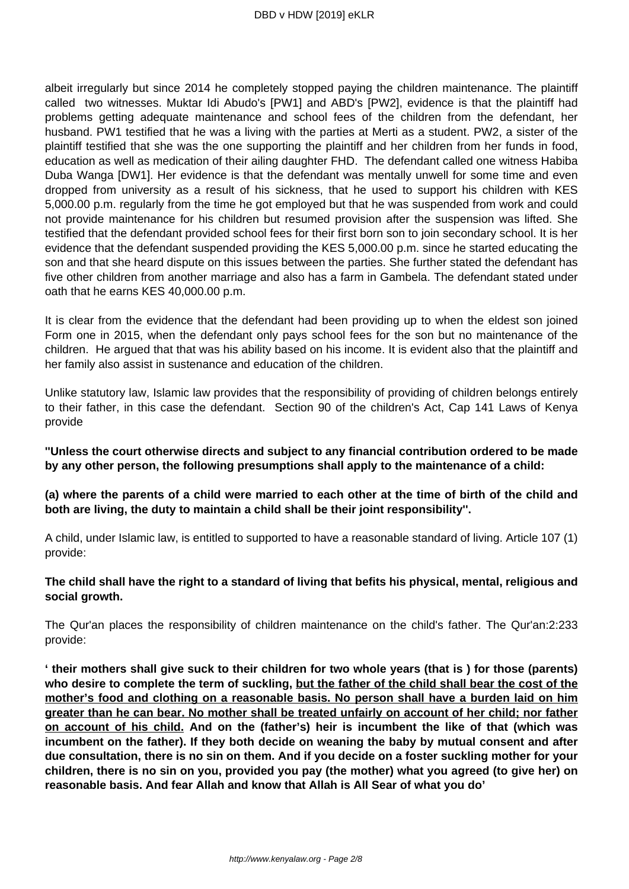albeit irregularly but since 2014 he completely stopped paying the children maintenance. The plaintiff called two witnesses. Muktar Idi Abudo's [PW1] and ABD's [PW2], evidence is that the plaintiff had problems getting adequate maintenance and school fees of the children from the defendant, her husband. PW1 testified that he was a living with the parties at Merti as a student. PW2, a sister of the plaintiff testified that she was the one supporting the plaintiff and her children from her funds in food, education as well as medication of their ailing daughter FHD. The defendant called one witness Habiba Duba Wanga [DW1]. Her evidence is that the defendant was mentally unwell for some time and even dropped from university as a result of his sickness, that he used to support his children with KES 5,000.00 p.m. regularly from the time he got employed but that he was suspended from work and could not provide maintenance for his children but resumed provision after the suspension was lifted. She testified that the defendant provided school fees for their first born son to join secondary school. It is her evidence that the defendant suspended providing the KES 5,000.00 p.m. since he started educating the son and that she heard dispute on this issues between the parties. She further stated the defendant has five other children from another marriage and also has a farm in Gambela. The defendant stated under oath that he earns KES 40,000.00 p.m.

It is clear from the evidence that the defendant had been providing up to when the eldest son joined Form one in 2015, when the defendant only pays school fees for the son but no maintenance of the children. He argued that that was his ability based on his income. It is evident also that the plaintiff and her family also assist in sustenance and education of the children.

Unlike statutory law, Islamic law provides that the responsibility of providing of children belongs entirely to their father, in this case the defendant. Section 90 of the children's Act, Cap 141 Laws of Kenya provide

**"Unless the court otherwise directs and subject to any financial contribution ordered to be made by any other person, the following presumptions shall apply to the maintenance of a child:**

**(a) where the parents of a child were married to each other at the time of birth of the child and both are living, the duty to maintain a child shall be their joint responsibility".**

A child, under Islamic law, is entitled to supported to have a reasonable standard of living. Article 107 (1) provide:

**The child shall have the right to a standard of living that befits his physical, mental, religious and social growth.**

The Qur'an places the responsibility of children maintenance on the child's father. The Qur'an:2:233 provide:

**' their mothers shall give suck to their children for two whole years (that is ) for those (parents) who desire to complete the term of suckling, <u>but the father of the child shall bear the cost of the mother's food and clothing on a reasonable basis. No person shall have a burden laid on him greater than he can bear. No mother shall be treated unfairly on account of her child; nor father on account of his child.</u> And on the (father's) heir is incumbent the like of that (which was incumbent on the father). If they both decide on weaning the baby by mutual consent and after due consultation, there is no sin on them. And if you decide on a foster suckling mother for your children, there is no sin on you, provided you pay (the mother) what you agreed (to give her) on reasonable basis. And fear Allah and know that Allah is All Sear of what you do'**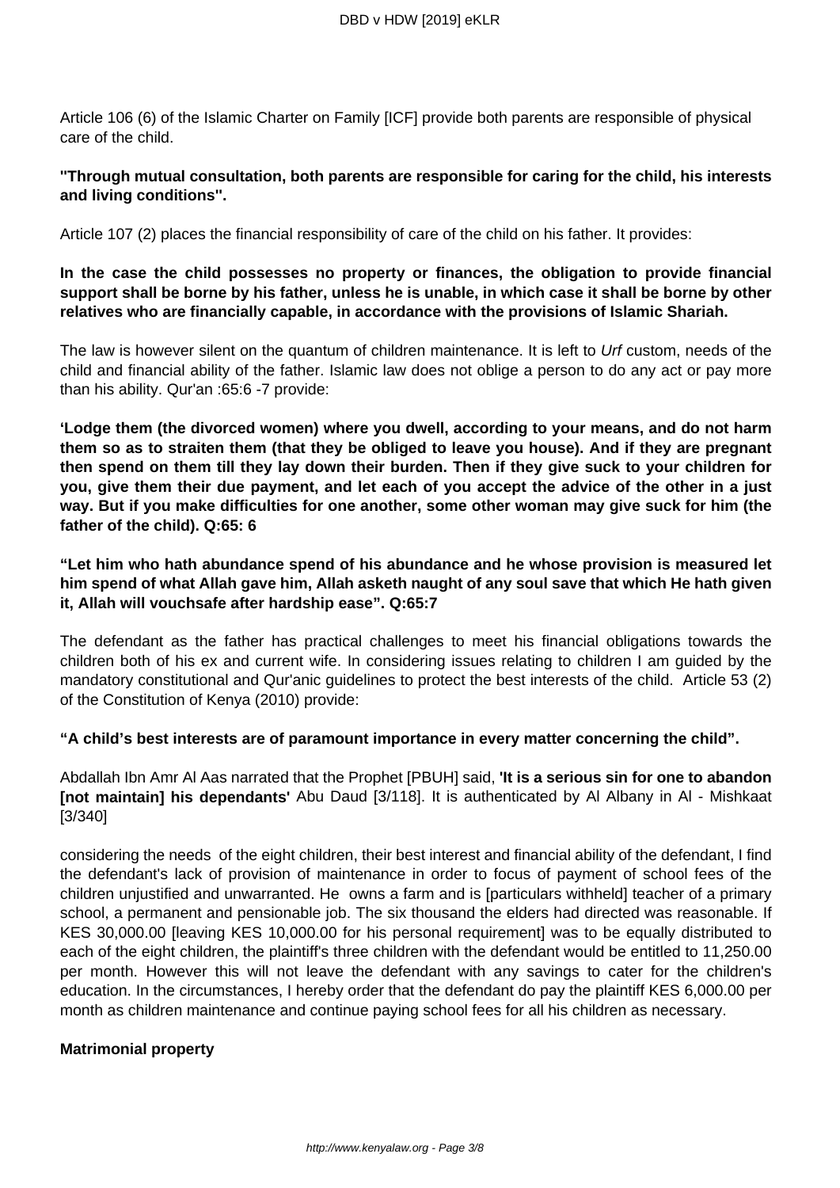Article 106 (6) of the Islamic Charter on Family [ICF] provide both parents are responsible of physical care of the child.

**"Through mutual consultation, both parents are responsible for caring for the child, his interests and living conditions".**

Article 107 (2) places the financial responsibility of care of the child on his father. It provides:

**In the case the child possesses no property or finances, the obligation to provide financial support shall be borne by his father, unless he is unable, in which case it shall be borne by other relatives who are financially capable, in accordance with the provisions of Islamic Shariah.**

The law is however silent on the quantum of children maintenance. It is left to *Urf* custom, needs of the child and financial ability of the father. Islamic law does not oblige a person to do any act or pay more than his ability. Qur'an :65:6 -7 provide:

**'Lodge them (the divorced women) where you dwell, according to your means, and do not harm them so as to straiten them (that they be obliged to leave you house). And if they are pregnant then spend on them till they lay down their burden. Then if they give suck to your children for you, give them their due payment, and let each of you accept the advice of the other in a just way. But if you make difficulties for one another, some other woman may give suck for him (the father of the child). Q:65: 6**

**"Let him who hath abundance spend of his abundance and he whose provision is measured let him spend of what Allah gave him, Allah asketh naught of any soul save that which He hath given it, Allah will vouchsafe after hardship ease". Q:65:7**

The defendant as the father has practical challenges to meet his financial obligations towards the children both of his ex and current wife. In considering issues relating to children I am guided by the mandatory constitutional and Qur'anic guidelines to protect the best interests of the child. Article 53 (2) of the Constitution of Kenya (2010) provide:

**"A child's best interests are of paramount importance in every matter concerning the child".**

Abdallah Ibn Amr Al Aas narrated that the Prophet [PBUH] said, **'It is a serious sin for one to abandon [not maintain] his dependants'** Abu Daud [3/118]. It is authenticated by Al Albany in Al - Mishkaat [3/340]

considering the needs of the eight children, their best interest and financial ability of the defendant, I find the defendant's lack of provision of maintenance in order to focus of payment of school fees of the children unjustified and unwarranted. He owns a farm and is [particulars withheld] teacher of a primary school, a permanent and pensionable job. The six thousand the elders had directed was reasonable. If KES 30,000.00 [leaving KES 10,000.00 for his personal requirement] was to be equally distributed to each of the eight children, the plaintiff's three children with the defendant would be entitled to 11,250.00 per month. However this will not leave the defendant with any savings to cater for the children's education. In the circumstances, I hereby order that the defendant do pay the plaintiff KES 6,000.00 per month as children maintenance and continue paying school fees for all his children as necessary.

**Matrimonial property**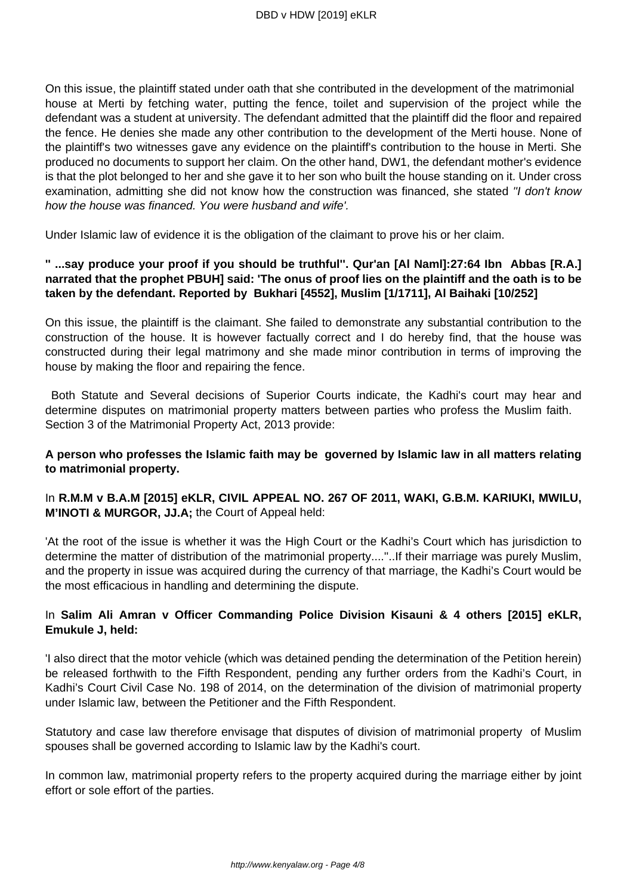On this issue, the plaintiff stated under oath that she contributed in the development of the matrimonial house at Merti by fetching water, putting the fence, toilet and supervision of the project while the defendant was a student at university. The defendant admitted that the plaintiff did the floor and repaired the fence. He denies she made any other contribution to the development of the Merti house. None of the plaintiff's two witnesses gave any evidence on the plaintiff's contribution to the house in Merti. She produced no documents to support her claim. On the other hand, DW1, the defendant mother's evidence is that the plot belonged to her and she gave it to her son who built the house standing on it. Under cross examination, admitting she did not know how the construction was financed, she stated *"I don't know how the house was financed. You were husband and wife'.*

Under Islamic law of evidence it is the obligation of the claimant to prove his or her claim.

**" ...say produce your proof if you should be truthful''. Qur'an [Al Naml]:27:64 Ibn Abbas [R.A.] narrated that the prophet PBUH] said: 'The onus of proof lies on the plaintiff and the oath is to be taken by the defendant. Reported by Bukhari [4552], Muslim [1/1711], Al Baihaki [10/252]**

On this issue, the plaintiff is the claimant. She failed to demonstrate any substantial contribution to the construction of the house. It is however factually correct and I do hereby find, that the house was constructed during their legal matrimony and she made minor contribution in terms of improving the house by making the floor and repairing the fence.

Both Statute and Several decisions of Superior Courts indicate, the Kadhi's court may hear and determine disputes on matrimonial property matters between parties who profess the Muslim faith. Section 3 of the Matrimonial Property Act, 2013 provide:

**A person who professes the Islamic faith may be governed by Islamic law in all matters relating to matrimonial property.**

In **R.M.M v B.A.M [2015] eKLR, CIVIL APPEAL NO. 267 OF 2011, WAKI, G.B.M. KARIUKI, MWILU, M'INOTI & MURGOR, JJ.A;** the Court of Appeal held:

'At the root of the issue is whether it was the High Court or the Kadhi's Court which has jurisdiction to determine the matter of distribution of the matrimonial property....''..If their marriage was purely Muslim, and the property in issue was acquired during the currency of that marriage, the Kadhi's Court would be the most efficacious in handling and determining the dispute.

In **Salim Ali Amran v Officer Commanding Police Division Kisauni & 4 others [2015] eKLR, Emukule J, held:**

'I also direct that the motor vehicle (which was detained pending the determination of the Petition herein) be released forthwith to the Fifth Respondent, pending any further orders from the Kadhi's Court, in Kadhi's Court Civil Case No. 198 of 2014, on the determination of the division of matrimonial property under Islamic law, between the Petitioner and the Fifth Respondent.

Statutory and case law therefore envisage that disputes of division of matrimonial property of Muslim spouses shall be governed according to Islamic law by the Kadhi's court.

In common law, matrimonial property refers to the property acquired during the marriage either by joint effort or sole effort of the parties.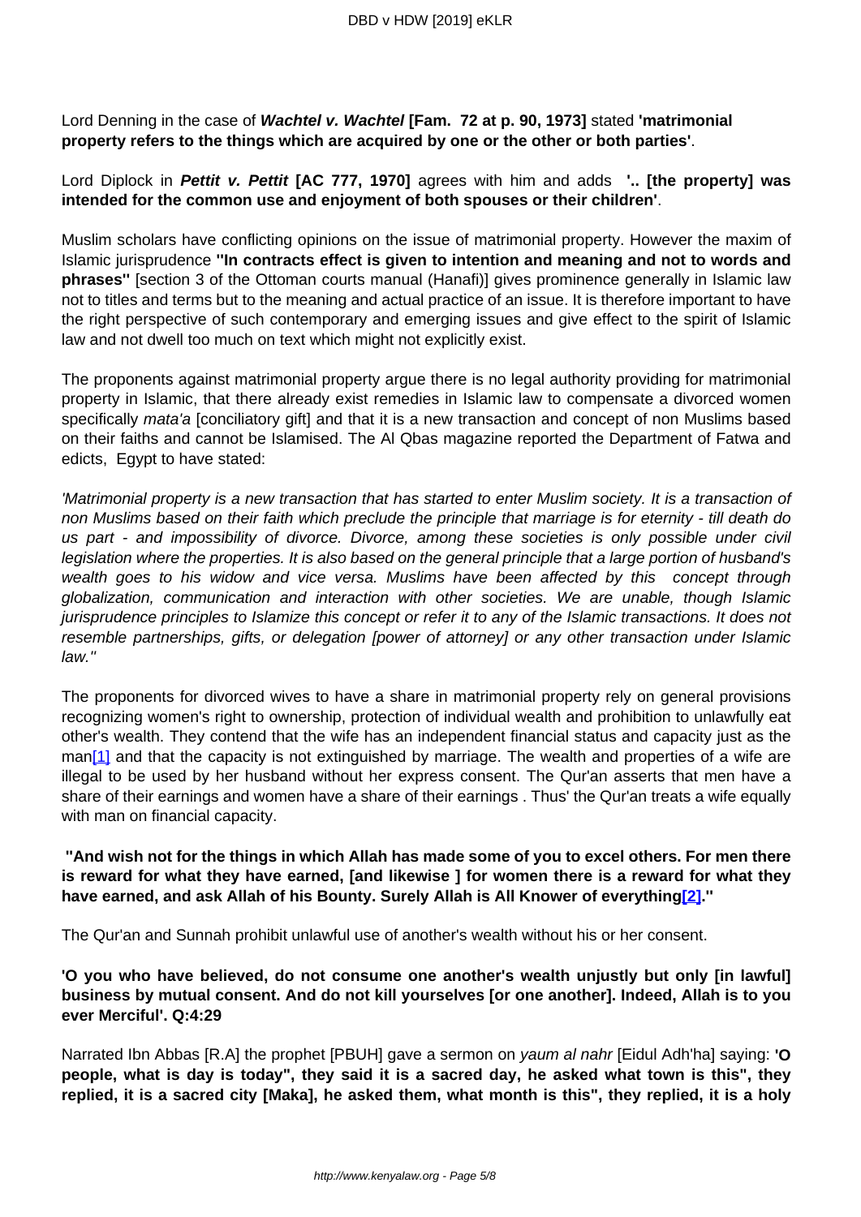Lord Denning in the case of ***Wachtel v. Wachtel*** **[Fam. 72 at p. 90, 1973]** stated **'matrimonial property refers to the things which are acquired by one or the other or both parties'**.

Lord Diplock in ***Pettit v. Pettit*** **[AC 777, 1970]** agrees with him and adds **'.. [the property] was intended for the common use and enjoyment of both spouses or their children'**.

Muslim scholars have conflicting opinions on the issue of matrimonial property. However the maxim of Islamic jurisprudence **''In contracts effect is given to intention and meaning and not to words and phrases''** [section 3 of the Ottoman courts manual (Hanafi)] gives prominence generally in Islamic law not to titles and terms but to the meaning and actual practice of an issue. It is therefore important to have the right perspective of such contemporary and emerging issues and give effect to the spirit of Islamic law and not dwell too much on text which might not explicitly exist.

The proponents against matrimonial property argue there is no legal authority providing for matrimonial property in Islamic, that there already exist remedies in Islamic law to compensate a divorced women specifically *mata'a* [conciliatory gift] and that it is a new transaction and concept of non Muslims based on their faiths and cannot be Islamised. The Al Qbas magazine reported the Department of Fatwa and edicts, Egypt to have stated:

*'Matrimonial property is a new transaction that has started to enter Muslim society. It is a transaction of non Muslims based on their faith which preclude the principle that marriage is for eternity - till death do us part - and impossibility of divorce. Divorce, among these societies is only possible under civil legislation where the properties. It is also based on the general principle that a large portion of husband's wealth goes to his widow and vice versa. Muslims have been affected by this concept through globalization, communication and interaction with other societies. We are unable, though Islamic jurisprudence principles to Islamize this concept or refer it to any of the Islamic transactions. It does not resemble partnerships, gifts, or delegation [power of attorney] or any other transaction under Islamic law.''*

The proponents for divorced wives to have a share in matrimonial property rely on general provisions recognizing women's right to ownership, protection of individual wealth and prohibition to unlawfully eat other's wealth. They contend that the wife has an independent financial status and capacity just as the man[1] and that the capacity is not extinguished by marriage. The wealth and properties of a wife are illegal to be used by her husband without her express consent. The Qur'an asserts that men have a share of their earnings and women have a share of their earnings . Thus' the Qur'an treats a wife equally with man on financial capacity.

**''And wish not for the things in which Allah has made some of you to excel others. For men there is reward for what they have earned, [and likewise ] for women there is a reward for what they have earned, and ask Allah of his Bounty. Surely Allah is All Knower of everything[2].''**

The Qur'an and Sunnah prohibit unlawful use of another's wealth without his or her consent.

**'O you who have believed, do not consume one another's wealth unjustly but only [in lawful] business by mutual consent. And do not kill yourselves [or one another]. Indeed, Allah is to you ever Merciful'. Q:4:29**

Narrated Ibn Abbas [R.A] the prophet [PBUH] gave a sermon on *yaum al nahr* [Eidul Adh'ha] saying: **'O people, what is day is today", they said it is a sacred day, he asked what town is this", they replied, it is a sacred city [Maka], he asked them, what month is this", they replied, it is a holy**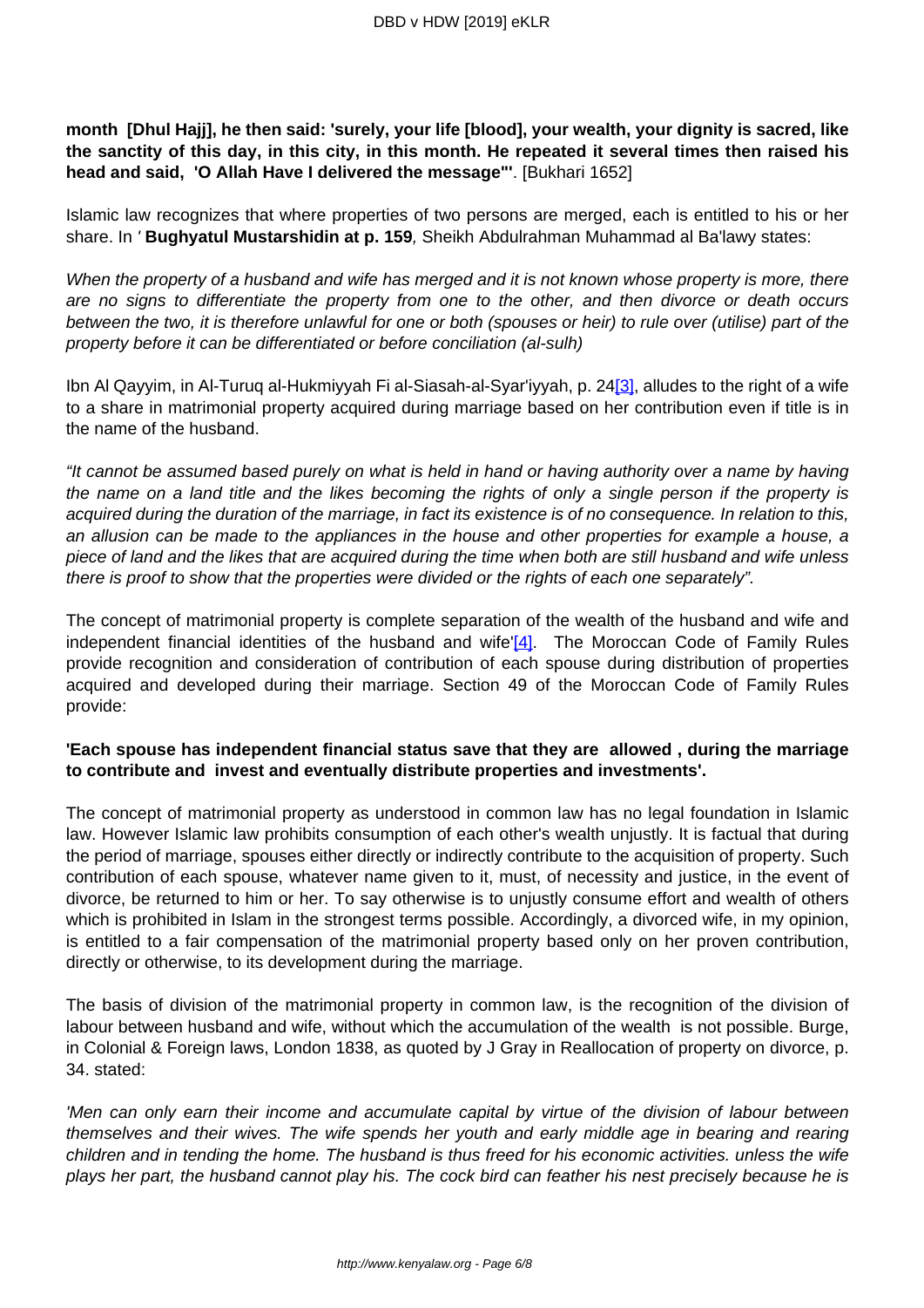**month [Dhul Hajj], he then said: 'surely, your life [blood], your wealth, your dignity is sacred, like the sanctity of this day, in this city, in this month. He repeated it several times then raised his head and said, 'O Allah Have I delivered the message'"**. [Bukhari 1652]

Islamic law recognizes that where properties of two persons are merged, each is entitled to his or her share. In ' **Bughyatul Mustarshidin at p. 159**, Sheikh Abdulrahman Muhammad al Ba'lawy states:

*When the property of a husband and wife has merged and it is not known whose property is more, there are no signs to differentiate the property from one to the other, and then divorce or death occurs between the two, it is therefore unlawful for one or both (spouses or heir) to rule over (utilise) part of the property before it can be differentiated or before conciliation (al-sulh)*

Ibn Al Qayyim, in Al-Turuq al-Hukmiyyah Fi al-Siasah-al-Syar'iyyah, p. 24[3], alludes to the right of a wife to a share in matrimonial property acquired during marriage based on her contribution even if title is in the name of the husband.

*"It cannot be assumed based purely on what is held in hand or having authority over a name by having the name on a land title and the likes becoming the rights of only a single person if the property is acquired during the duration of the marriage, in fact its existence is of no consequence. In relation to this, an allusion can be made to the appliances in the house and other properties for example a house, a piece of land and the likes that are acquired during the time when both are still husband and wife unless there is proof to show that the properties were divided or the rights of each one separately".*

The concept of matrimonial property is complete separation of the wealth of the husband and wife and independent financial identities of the husband and wife'[4]. The Moroccan Code of Family Rules provide recognition and consideration of contribution of each spouse during distribution of properties acquired and developed during their marriage. Section 49 of the Moroccan Code of Family Rules provide:

**'Each spouse has independent financial status save that they are allowed , during the marriage to contribute and invest and eventually distribute properties and investments'.**

The concept of matrimonial property as understood in common law has no legal foundation in Islamic law. However Islamic law prohibits consumption of each other's wealth unjustly. It is factual that during the period of marriage, spouses either directly or indirectly contribute to the acquisition of property. Such contribution of each spouse, whatever name given to it, must, of necessity and justice, in the event of divorce, be returned to him or her. To say otherwise is to unjustly consume effort and wealth of others which is prohibited in Islam in the strongest terms possible. Accordingly, a divorced wife, in my opinion, is entitled to a fair compensation of the matrimonial property based only on her proven contribution, directly or otherwise, to its development during the marriage.

The basis of division of the matrimonial property in common law, is the recognition of the division of labour between husband and wife, without which the accumulation of the wealth is not possible. Burge, in Colonial & Foreign laws, London 1838, as quoted by J Gray in Reallocation of property on divorce, p. 34. stated:

*'Men can only earn their income and accumulate capital by virtue of the division of labour between themselves and their wives. The wife spends her youth and early middle age in bearing and rearing children and in tending the home. The husband is thus freed for his economic activities. unless the wife plays her part, the husband cannot play his. The cock bird can feather his nest precisely because he is*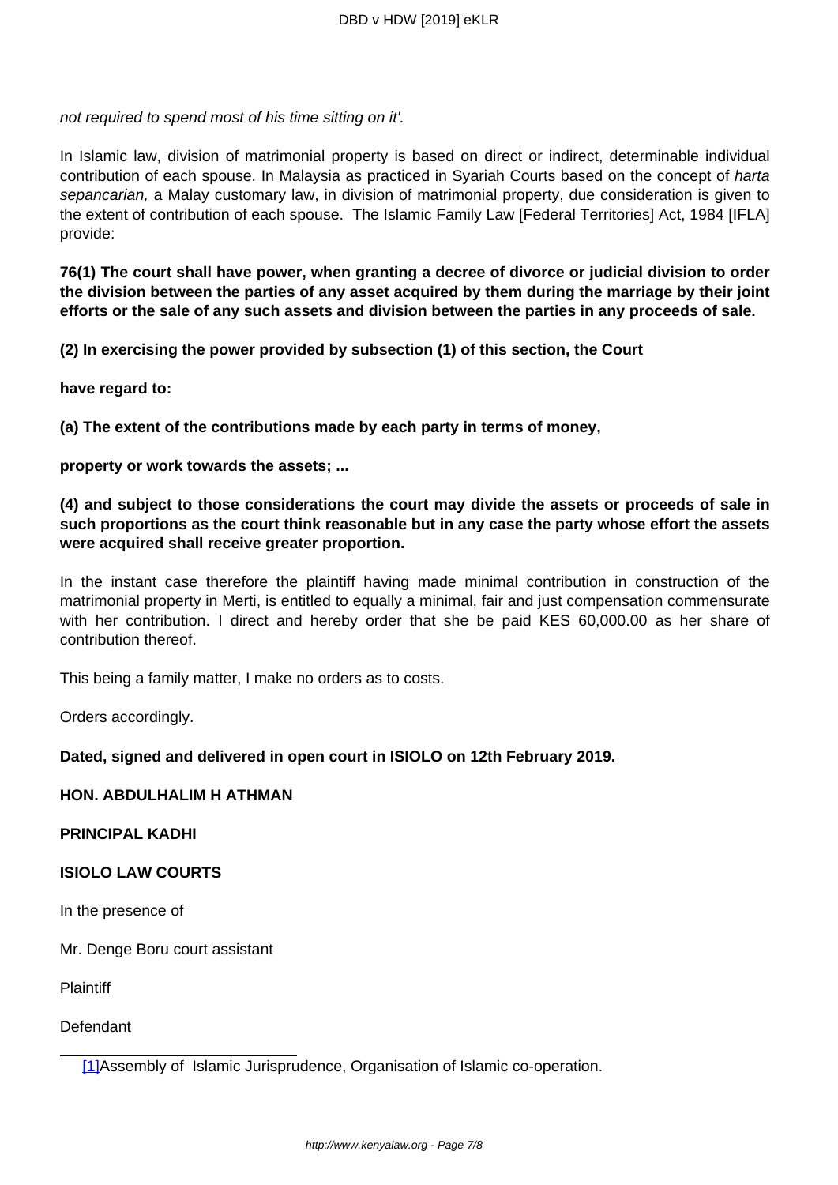*not required to spend most of his time sitting on it'.*

In Islamic law, division of matrimonial property is based on direct or indirect, determinable individual contribution of each spouse. In Malaysia as practiced in Syariah Courts based on the concept of *harta sepancarian,* a Malay customary law, in division of matrimonial property, due consideration is given to the extent of contribution of each spouse. The Islamic Family Law [Federal Territories] Act, 1984 [IFLA] provide:

**76(1) The court shall have power, when granting a decree of divorce or judicial division to order the division between the parties of any asset acquired by them during the marriage by their joint efforts or the sale of any such assets and division between the parties in any proceeds of sale.**

**(2) In exercising the power provided by subsection (1) of this section, the Court**

**have regard to:**

**(a) The extent of the contributions made by each party in terms of money,**

**property or work towards the assets; ...**

**(4) and subject to those considerations the court may divide the assets or proceeds of sale in such proportions as the court think reasonable but in any case the party whose effort the assets were acquired shall receive greater proportion.**

In the instant case therefore the plaintiff having made minimal contribution in construction of the matrimonial property in Merti, is entitled to equally a minimal, fair and just compensation commensurate with her contribution. I direct and hereby order that she be paid KES 60,000.00 as her share of contribution thereof.

This being a family matter, I make no orders as to costs.

Orders accordingly.

**Dated, signed and delivered in open court in ISIOLO on 12th February 2019.**

**HON. ABDULHALIM H ATHMAN**

**PRINCIPAL KADHI**

**ISIOLO LAW COURTS**

In the presence of

Mr. Denge Boru court assistant

Plaintiff

Defendant

---

[1] Assembly of Islamic Jurisprudence, Organisation of Islamic co-operation.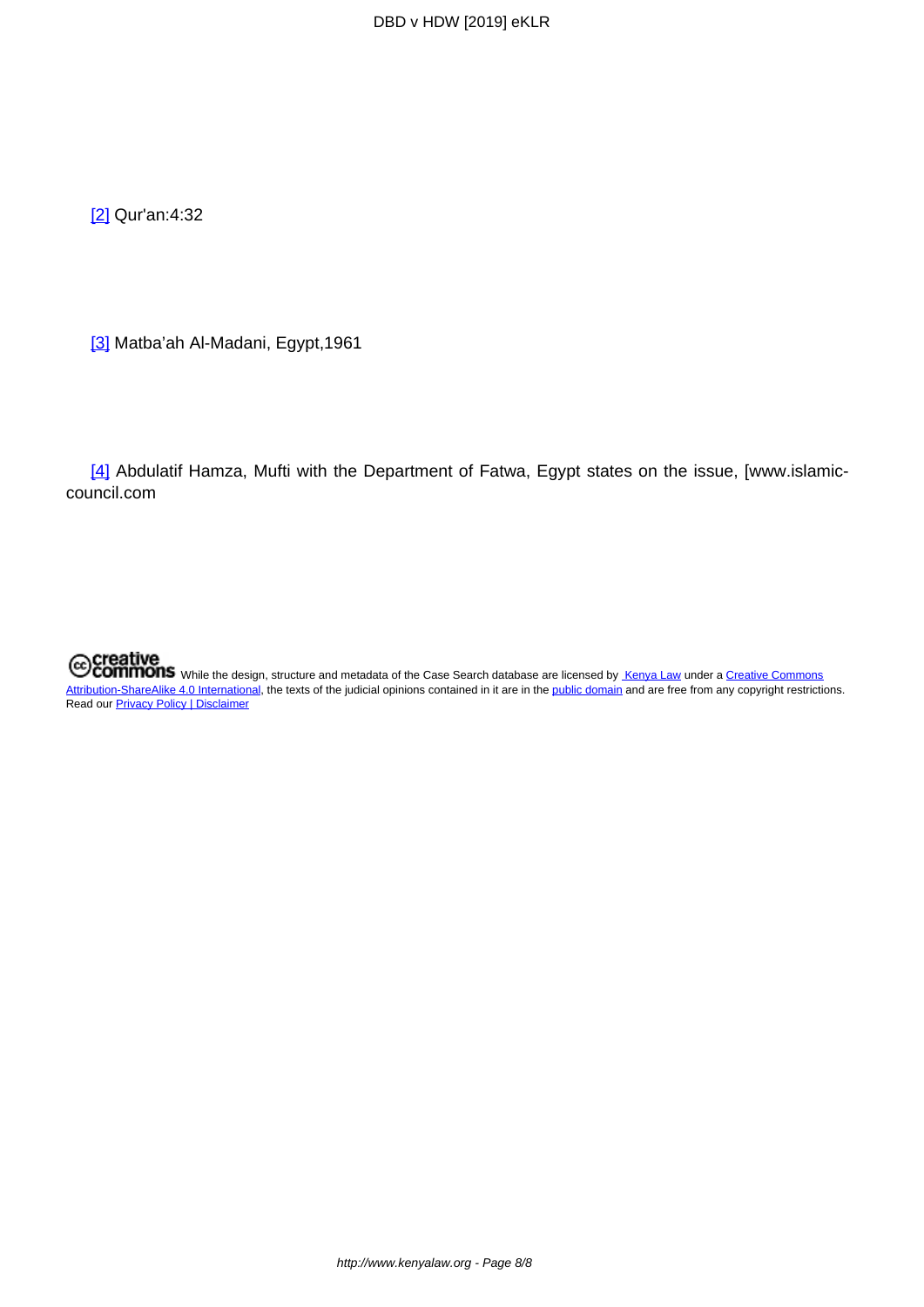[2] Qur'an:4:32

[3] Matba'ah Al-Madani, Egypt,1961

[4] Abdulatif Hamza, Mufti with the Department of Fatwa, Egypt states on the issue, [www.islamic-council.com

While the design, structure and metadata of the Case Search database are licensed by Kenya Law under a Creative Commons Attribution-ShareAlike 4.0 International, the texts of the judicial opinions contained in it are in the public domain and are free from any copyright restrictions. Read our Privacy Policy | Disclaimer